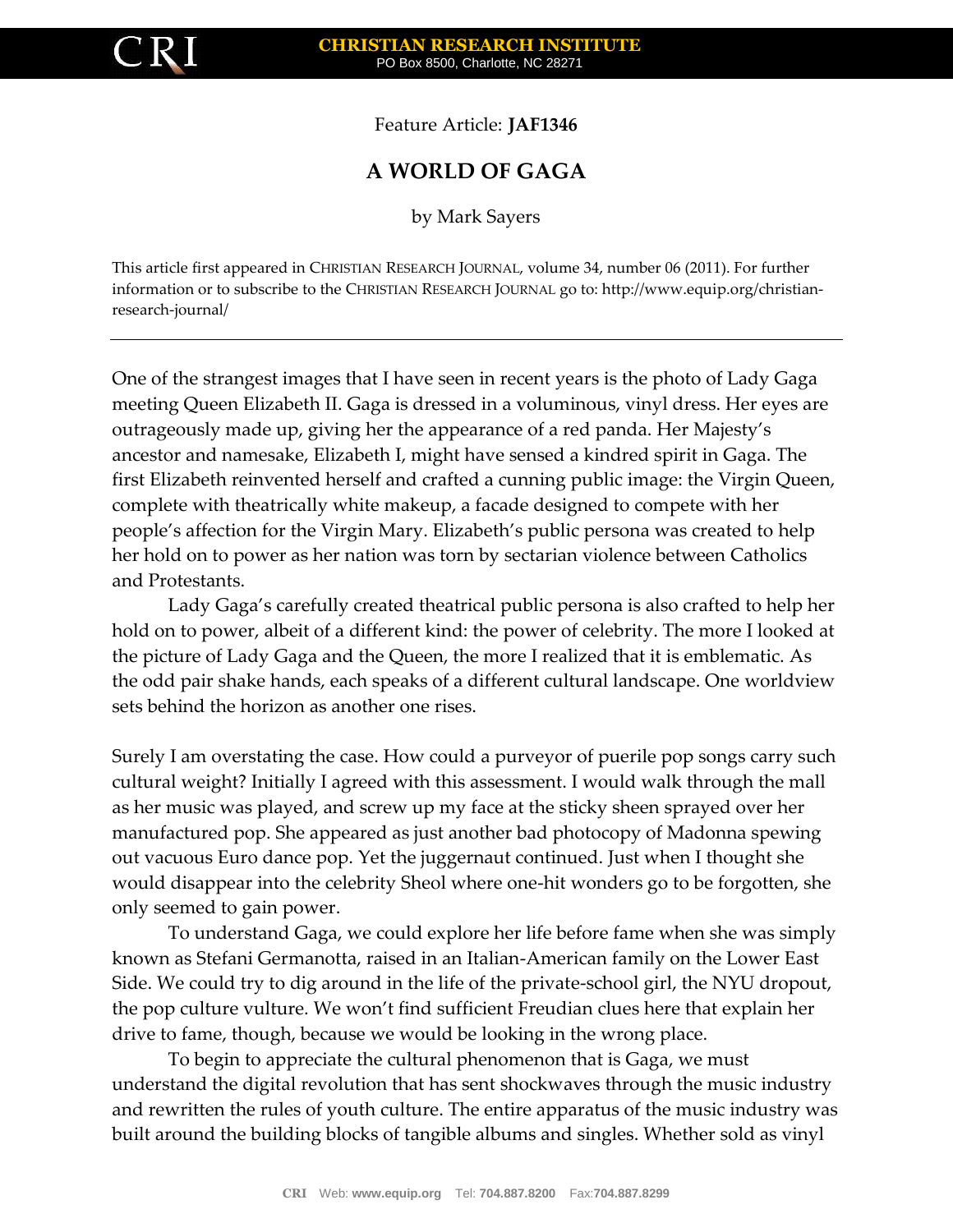Feature Article: **JAF1346**

# A WORLD OF GAGA

by Mark Sayers

This article first appeared in CHRISTIAN RESEARCH JOURNAL, volume 34, number 06 (2011). For further information or to subscribe to the CHRISTIAN RESEARCH JOURNAL go to: http://www.equip.org/christian-research-journal/

---

One of the strangest images that I have seen in recent years is the photo of Lady Gaga meeting Queen Elizabeth II. Gaga is dressed in a voluminous, vinyl dress. Her eyes are outrageously made up, giving her the appearance of a red panda. Her Majesty's ancestor and namesake, Elizabeth I, might have sensed a kindred spirit in Gaga. The first Elizabeth reinvented herself and crafted a cunning public image: the Virgin Queen, complete with theatrically white makeup, a facade designed to compete with her people's affection for the Virgin Mary. Elizabeth's public persona was created to help her hold on to power as her nation was torn by sectarian violence between Catholics and Protestants.

Lady Gaga's carefully created theatrical public persona is also crafted to help her hold on to power, albeit of a different kind: the power of celebrity. The more I looked at the picture of Lady Gaga and the Queen, the more I realized that it is emblematic. As the odd pair shake hands, each speaks of a different cultural landscape. One worldview sets behind the horizon as another one rises.

Surely I am overstating the case. How could a purveyor of puerile pop songs carry such cultural weight? Initially I agreed with this assessment. I would walk through the mall as her music was played, and screw up my face at the sticky sheen sprayed over her manufactured pop. She appeared as just another bad photocopy of Madonna spewing out vacuous Euro dance pop. Yet the juggernaut continued. Just when I thought she would disappear into the celebrity Sheol where one-hit wonders go to be forgotten, she only seemed to gain power.

To understand Gaga, we could explore her life before fame when she was simply known as Stefani Germanotta, raised in an Italian-American family on the Lower East Side. We could try to dig around in the life of the private-school girl, the NYU dropout, the pop culture vulture. We won't find sufficient Freudian clues here that explain her drive to fame, though, because we would be looking in the wrong place.

To begin to appreciate the cultural phenomenon that is Gaga, we must understand the digital revolution that has sent shockwaves through the music industry and rewritten the rules of youth culture. The entire apparatus of the music industry was built around the building blocks of tangible albums and singles. Whether sold as vinyl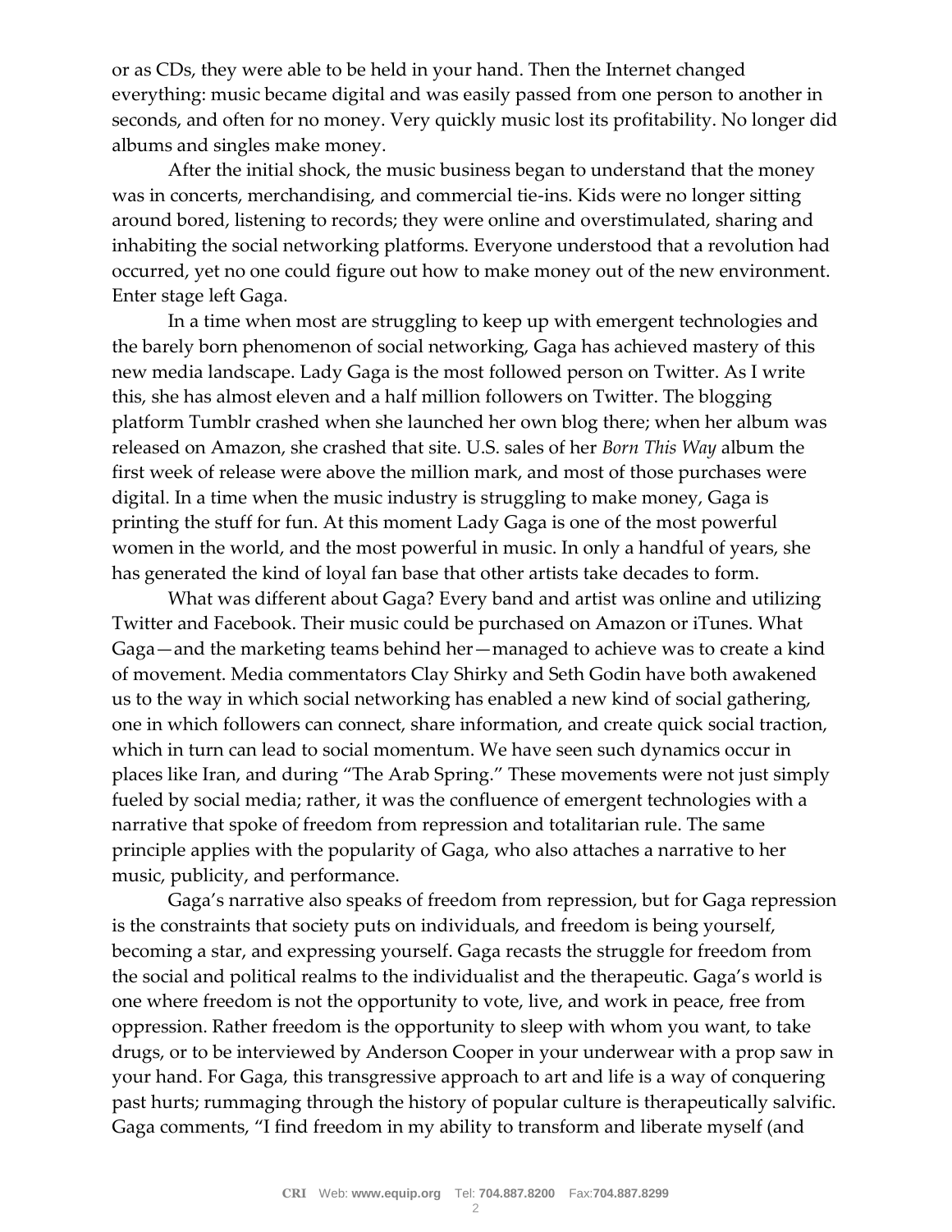or as CDs, they were able to be held in your hand. Then the Internet changed everything: music became digital and was easily passed from one person to another in seconds, and often for no money. Very quickly music lost its profitability. No longer did albums and singles make money.

After the initial shock, the music business began to understand that the money was in concerts, merchandising, and commercial tie-ins. Kids were no longer sitting around bored, listening to records; they were online and overstimulated, sharing and inhabiting the social networking platforms. Everyone understood that a revolution had occurred, yet no one could figure out how to make money out of the new environment. Enter stage left Gaga.

In a time when most are struggling to keep up with emergent technologies and the barely born phenomenon of social networking, Gaga has achieved mastery of this new media landscape. Lady Gaga is the most followed person on Twitter. As I write this, she has almost eleven and a half million followers on Twitter. The blogging platform Tumblr crashed when she launched her own blog there; when her album was released on Amazon, she crashed that site. U.S. sales of her *Born This Way* album the first week of release were above the million mark, and most of those purchases were digital. In a time when the music industry is struggling to make money, Gaga is printing the stuff for fun. At this moment Lady Gaga is one of the most powerful women in the world, and the most powerful in music. In only a handful of years, she has generated the kind of loyal fan base that other artists take decades to form.

What was different about Gaga? Every band and artist was online and utilizing Twitter and Facebook. Their music could be purchased on Amazon or iTunes. What Gaga—and the marketing teams behind her—managed to achieve was to create a kind of movement. Media commentators Clay Shirky and Seth Godin have both awakened us to the way in which social networking has enabled a new kind of social gathering, one in which followers can connect, share information, and create quick social traction, which in turn can lead to social momentum. We have seen such dynamics occur in places like Iran, and during "The Arab Spring." These movements were not just simply fueled by social media; rather, it was the confluence of emergent technologies with a narrative that spoke of freedom from repression and totalitarian rule. The same principle applies with the popularity of Gaga, who also attaches a narrative to her music, publicity, and performance.

Gaga's narrative also speaks of freedom from repression, but for Gaga repression is the constraints that society puts on individuals, and freedom is being yourself, becoming a star, and expressing yourself. Gaga recasts the struggle for freedom from the social and political realms to the individualist and the therapeutic. Gaga's world is one where freedom is not the opportunity to vote, live, and work in peace, free from oppression. Rather freedom is the opportunity to sleep with whom you want, to take drugs, or to be interviewed by Anderson Cooper in your underwear with a prop saw in your hand. For Gaga, this transgressive approach to art and life is a way of conquering past hurts; rummaging through the history of popular culture is therapeutically salvific. Gaga comments, "I find freedom in my ability to transform and liberate myself (and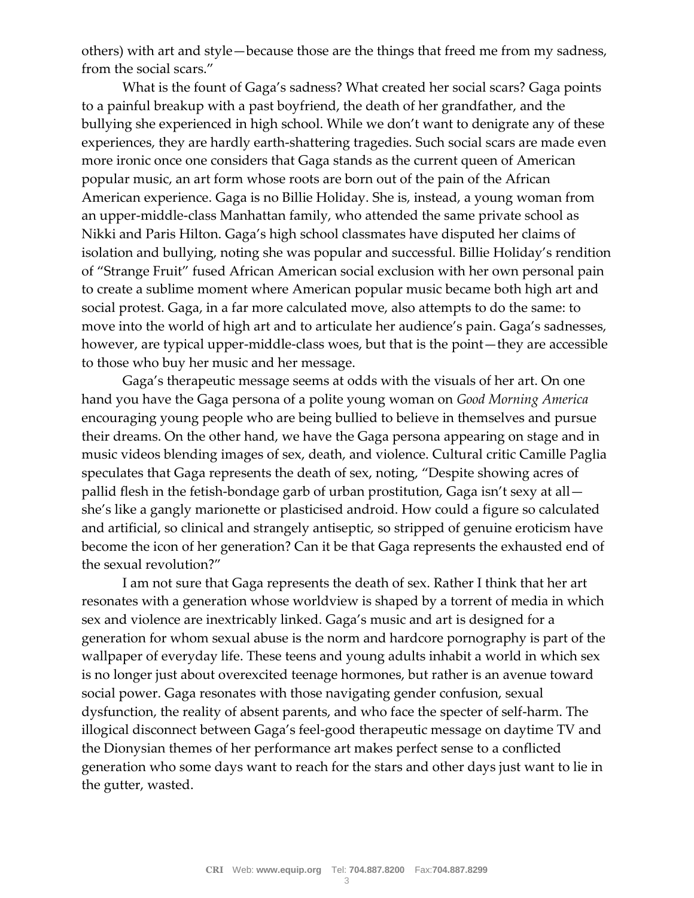others) with art and style—because those are the things that freed me from my sadness, from the social scars."

What is the fount of Gaga's sadness? What created her social scars? Gaga points to a painful breakup with a past boyfriend, the death of her grandfather, and the bullying she experienced in high school. While we don't want to denigrate any of these experiences, they are hardly earth-shattering tragedies. Such social scars are made even more ironic once one considers that Gaga stands as the current queen of American popular music, an art form whose roots are born out of the pain of the African American experience. Gaga is no Billie Holiday. She is, instead, a young woman from an upper-middle-class Manhattan family, who attended the same private school as Nikki and Paris Hilton. Gaga's high school classmates have disputed her claims of isolation and bullying, noting she was popular and successful. Billie Holiday's rendition of "Strange Fruit" fused African American social exclusion with her own personal pain to create a sublime moment where American popular music became both high art and social protest. Gaga, in a far more calculated move, also attempts to do the same: to move into the world of high art and to articulate her audience's pain. Gaga's sadnesses, however, are typical upper-middle-class woes, but that is the point—they are accessible to those who buy her music and her message.

Gaga's therapeutic message seems at odds with the visuals of her art. On one hand you have the Gaga persona of a polite young woman on *Good Morning America* encouraging young people who are being bullied to believe in themselves and pursue their dreams. On the other hand, we have the Gaga persona appearing on stage and in music videos blending images of sex, death, and violence. Cultural critic Camille Paglia speculates that Gaga represents the death of sex, noting, "Despite showing acres of pallid flesh in the fetish-bondage garb of urban prostitution, Gaga isn't sexy at all—she's like a gangly marionette or plasticised android. How could a figure so calculated and artificial, so clinical and strangely antiseptic, so stripped of genuine eroticism have become the icon of her generation? Can it be that Gaga represents the exhausted end of the sexual revolution?"

I am not sure that Gaga represents the death of sex. Rather I think that her art resonates with a generation whose worldview is shaped by a torrent of media in which sex and violence are inextricably linked. Gaga's music and art is designed for a generation for whom sexual abuse is the norm and hardcore pornography is part of the wallpaper of everyday life. These teens and young adults inhabit a world in which sex is no longer just about overexcited teenage hormones, but rather is an avenue toward social power. Gaga resonates with those navigating gender confusion, sexual dysfunction, the reality of absent parents, and who face the specter of self-harm. The illogical disconnect between Gaga's feel-good therapeutic message on daytime TV and the Dionysian themes of her performance art makes perfect sense to a conflicted generation who some days want to reach for the stars and other days just want to lie in the gutter, wasted.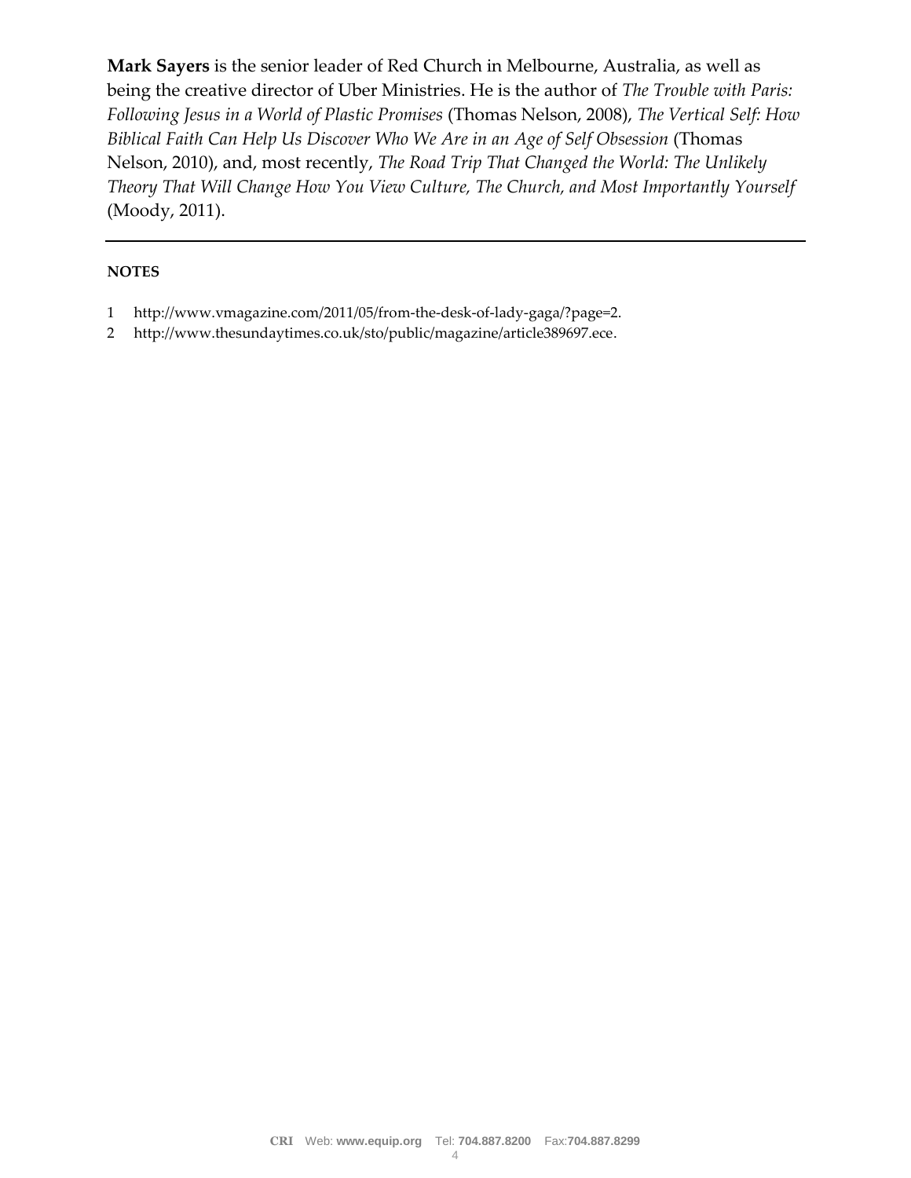**Mark Sayers** is the senior leader of Red Church in Melbourne, Australia, as well as being the creative director of Uber Ministries. He is the author of *The Trouble with Paris: Following Jesus in a World of Plastic Promises* (Thomas Nelson, 2008), *The Vertical Self: How Biblical Faith Can Help Us Discover Who We Are in an Age of Self Obsession* (Thomas Nelson, 2010), and, most recently, *The Road Trip That Changed the World: The Unlikely Theory That Will Change How You View Culture, The Church, and Most Importantly Yourself* (Moody, 2011).

---

**NOTES**

1 http://www.vmagazine.com/2011/05/from-the-desk-of-lady-gaga/?page=2.

2 http://www.thesundaytimes.co.uk/sto/public/magazine/article389697.ece.